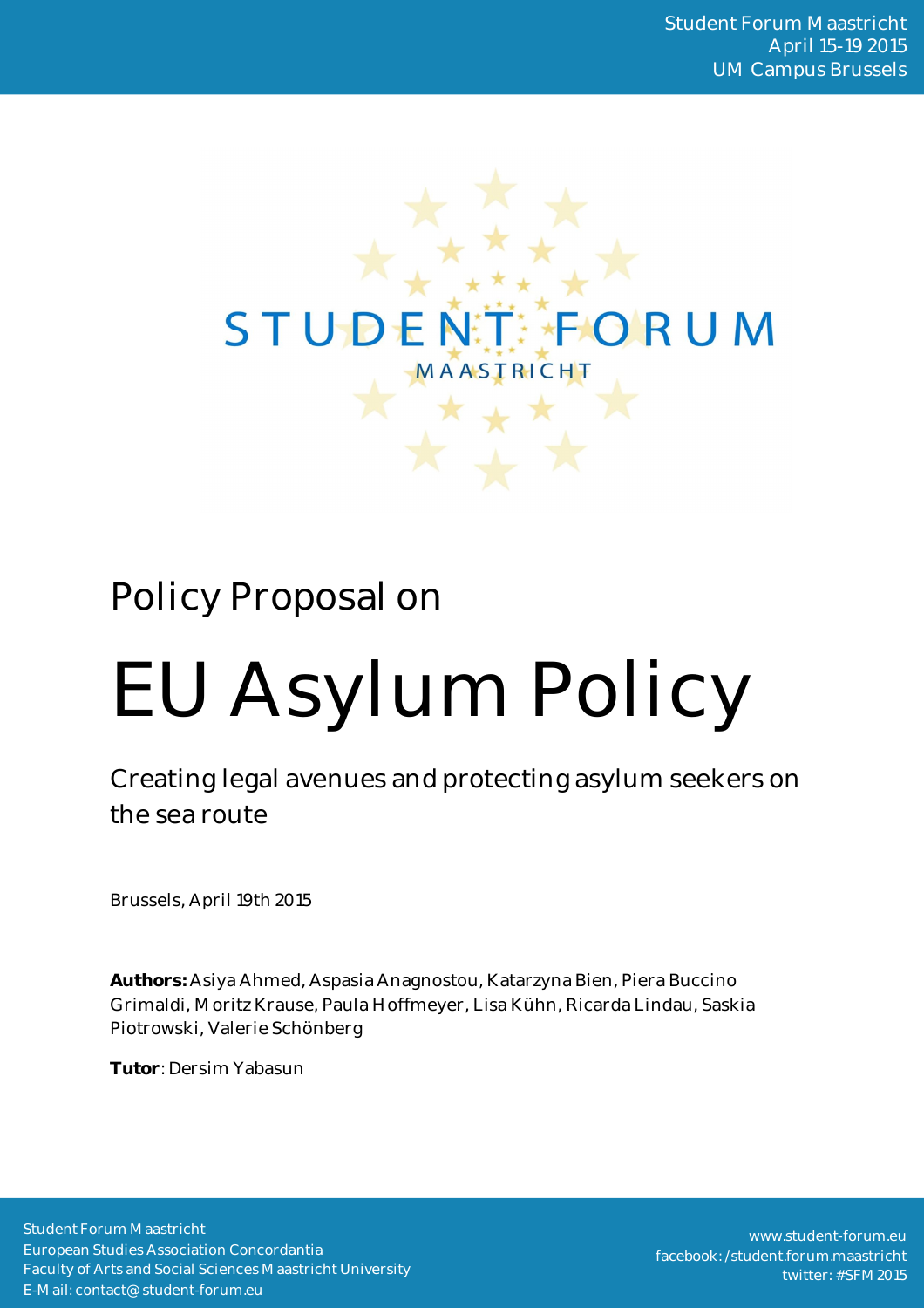Policy Proposal on

# EU Asylum Policy

Creating legal avenues and protecting asylum seekers on the sea route

Brussels, April 19th 2015

**Authors:** Asiya Ahmed, Aspasia Anagnostou, Katarzyna Bien, Piera Buccino Grimaldi, Moritz Krause, Paula Hoffmeyer, Lisa Kühn, Ricarda Lindau, Saskia Piotrowski, Valerie Schönberg

**Tutor**: Dersim Yabasun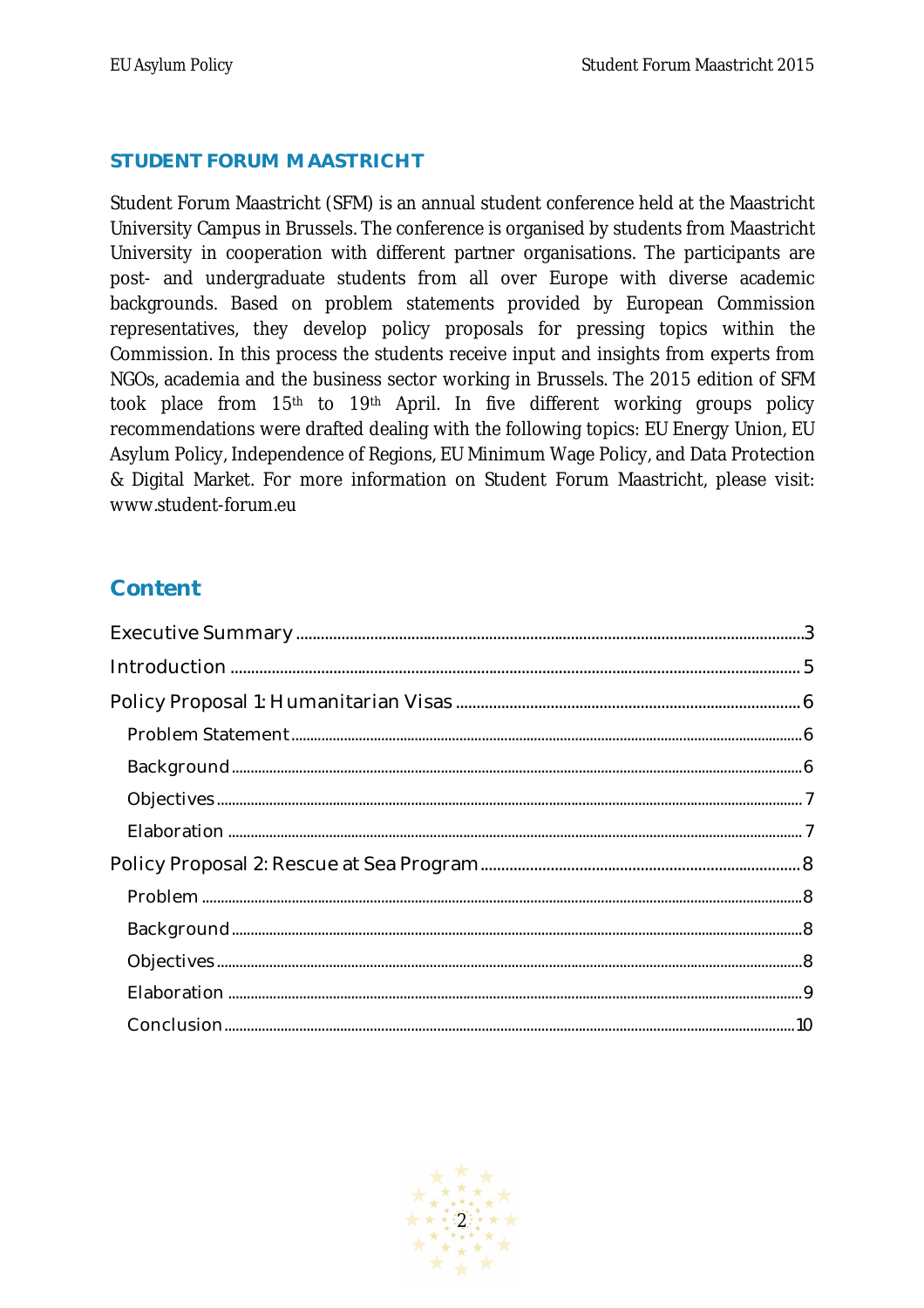## STUDENT FORUM MAASTRICHT

Student Forum Maastricht (SFM) is an annual student conference held at the Maastricht University Campus in Brussels. The conference is organised by students from Maastricht University in cooperation with different partner organisations. The participants are post- and undergraduate students from all over Europe with diverse academic backgrounds. Based on problem statements provided by European Commission representatives, they develop policy proposals for pressing topics within the Commission. In this process the students receive input and insights from experts from NGOs, academia and the business sector working in Brussels. The 2015 edition of SFM took place from 15th to 19th April. In five different working groups policy recommendations were drafted dealing with the following topics: EU Energy Union, EU Asylum Policy, Independence of Regions, EU Minimum Wage Policy, and Data Protection & Digital Market. For more information on Student Forum Maastricht, please visit: www.student-forum.eu

## Content

- Executive Summary ... 3
- Introduction ... 5
- Policy Proposal 1: Humanitarian Visas ... 6
  - Problem Statement ... 6
  - Background ... 6
  - Objectives ... 7
  - Elaboration ... 7
- Policy Proposal 2: Rescue at Sea Program ... 8
  - Problem ... 8
  - Background ... 8
  - Objectives ... 8
  - Elaboration ... 9
  - Conclusion ... 10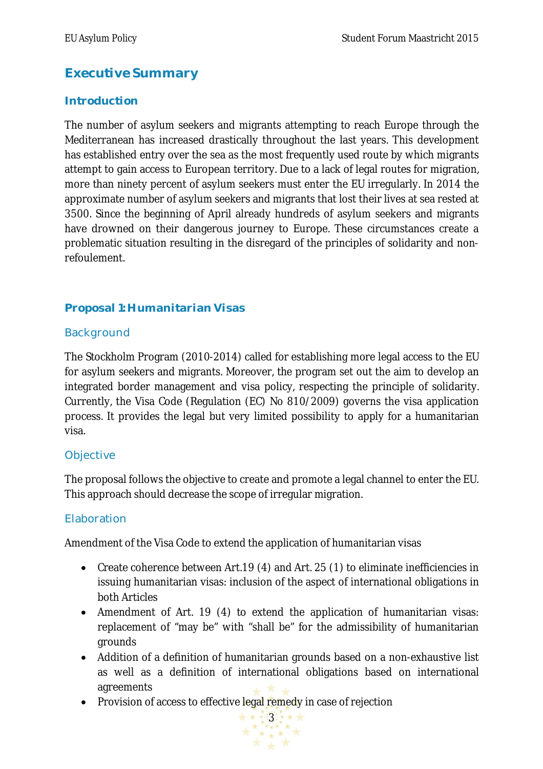# Executive Summary

## Introduction

The number of asylum seekers and migrants attempting to reach Europe through the Mediterranean has increased drastically throughout the last years. This development has established entry over the sea as the most frequently used route by which migrants attempt to gain access to European territory. Due to a lack of legal routes for migration, more than ninety percent of asylum seekers must enter the EU irregularly. In 2014 the approximate number of asylum seekers and migrants that lost their lives at sea rested at 3500. Since the beginning of April already hundreds of asylum seekers and migrants have drowned on their dangerous journey to Europe. These circumstances create a problematic situation resulting in the disregard of the principles of solidarity and non-refoulement.

## Proposal 1: Humanitarian Visas

### Background

The Stockholm Program (2010-2014) called for establishing more legal access to the EU for asylum seekers and migrants. Moreover, the program set out the aim to develop an integrated border management and visa policy, respecting the principle of solidarity. Currently, the Visa Code (Regulation (EC) No 810/2009) governs the visa application process. It provides the legal but very limited possibility to apply for a humanitarian visa.

### Objective

The proposal follows the objective to create and promote a legal channel to enter the EU. This approach should decrease the scope of irregular migration.

### Elaboration

Amendment of the Visa Code to extend the application of humanitarian visas

- Create coherence between Art.19 (4) and Art. 25 (1) to eliminate inefficiencies in issuing humanitarian visas: inclusion of the aspect of international obligations in both Articles
- Amendment of Art. 19 (4) to extend the application of humanitarian visas: replacement of "may be" with "shall be" for the admissibility of humanitarian grounds
- Addition of a definition of humanitarian grounds based on a non-exhaustive list as well as a definition of international obligations based on international agreements
- Provision of access to effective legal remedy in case of rejection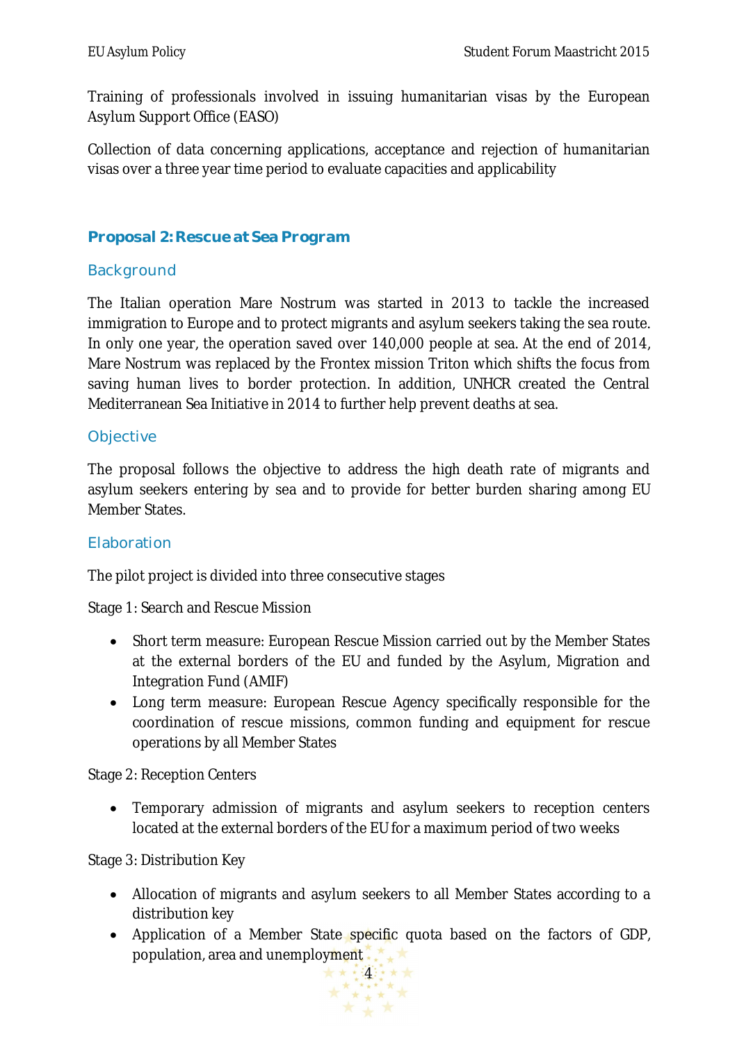Training of professionals involved in issuing humanitarian visas by the European Asylum Support Office (EASO)

Collection of data concerning applications, acceptance and rejection of humanitarian visas over a three year time period to evaluate capacities and applicability

## Proposal 2: Rescue at Sea Program

### Background

The Italian operation Mare Nostrum was started in 2013 to tackle the increased immigration to Europe and to protect migrants and asylum seekers taking the sea route. In only one year, the operation saved over 140,000 people at sea. At the end of 2014, Mare Nostrum was replaced by the Frontex mission Triton which shifts the focus from saving human lives to border protection. In addition, UNHCR created the Central Mediterranean Sea Initiative in 2014 to further help prevent deaths at sea.

### Objective

The proposal follows the objective to address the high death rate of migrants and asylum seekers entering by sea and to provide for better burden sharing among EU Member States.

### Elaboration

The pilot project is divided into three consecutive stages

Stage 1: Search and Rescue Mission

- Short term measure: European Rescue Mission carried out by the Member States at the external borders of the EU and funded by the Asylum, Migration and Integration Fund (AMIF)
- Long term measure: European Rescue Agency specifically responsible for the coordination of rescue missions, common funding and equipment for rescue operations by all Member States

Stage 2: Reception Centers

- Temporary admission of migrants and asylum seekers to reception centers located at the external borders of the EU for a maximum period of two weeks

Stage 3: Distribution Key

- Allocation of migrants and asylum seekers to all Member States according to a distribution key
- Application of a Member State specific quota based on the factors of GDP, population, area and unemployment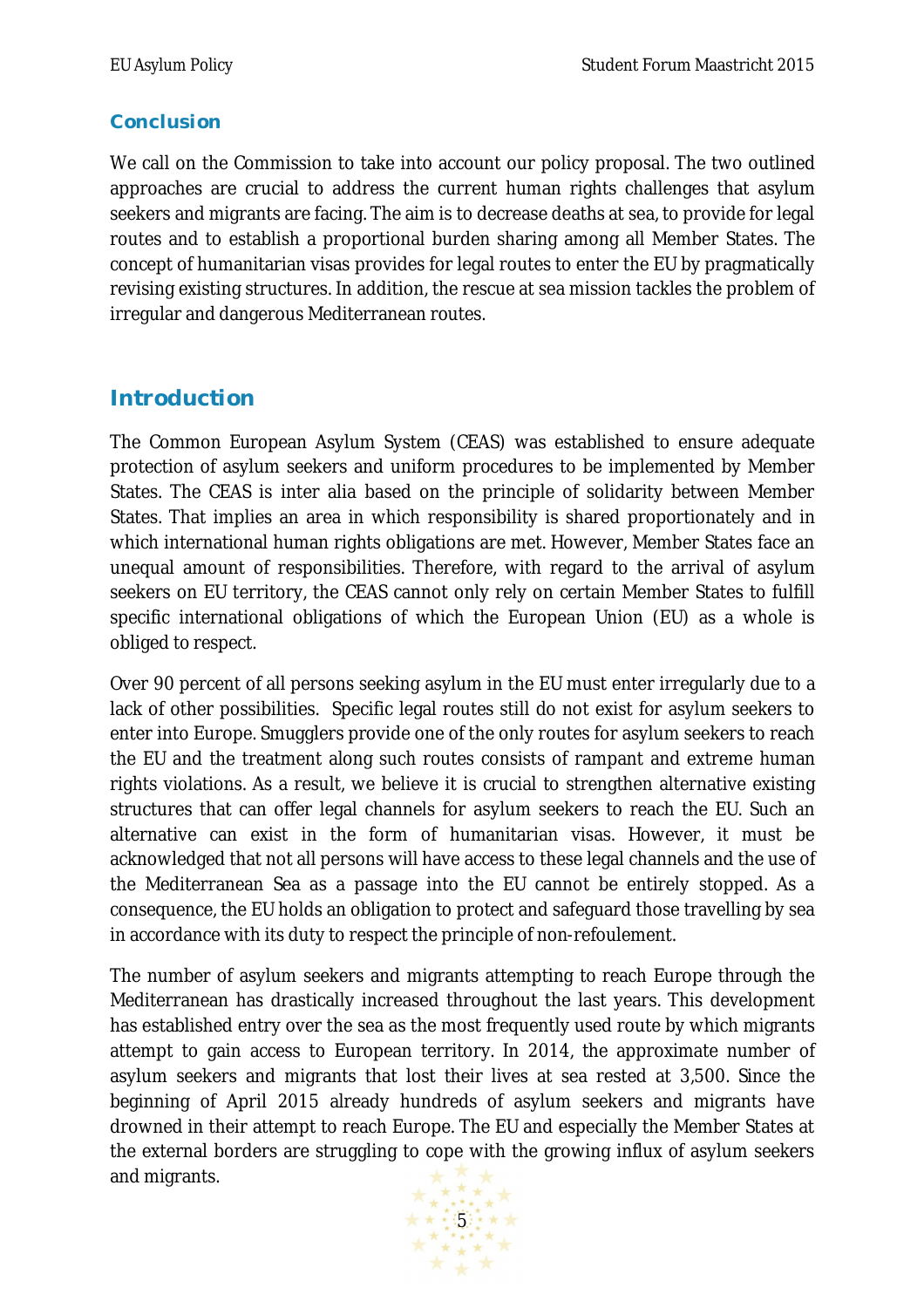## Conclusion

We call on the Commission to take into account our policy proposal. The two outlined approaches are crucial to address the current human rights challenges that asylum seekers and migrants are facing. The aim is to decrease deaths at sea, to provide for legal routes and to establish a proportional burden sharing among all Member States. The concept of humanitarian visas provides for legal routes to enter the EU by pragmatically revising existing structures. In addition, the rescue at sea mission tackles the problem of irregular and dangerous Mediterranean routes.

## Introduction

The Common European Asylum System (CEAS) was established to ensure adequate protection of asylum seekers and uniform procedures to be implemented by Member States. The CEAS is inter alia based on the principle of solidarity between Member States. That implies an area in which responsibility is shared proportionately and in which international human rights obligations are met. However, Member States face an unequal amount of responsibilities. Therefore, with regard to the arrival of asylum seekers on EU territory, the CEAS cannot only rely on certain Member States to fulfill specific international obligations of which the European Union (EU) as a whole is obliged to respect.

Over 90 percent of all persons seeking asylum in the EU must enter irregularly due to a lack of other possibilities. Specific legal routes still do not exist for asylum seekers to enter into Europe. Smugglers provide one of the only routes for asylum seekers to reach the EU and the treatment along such routes consists of rampant and extreme human rights violations. As a result, we believe it is crucial to strengthen alternative existing structures that can offer legal channels for asylum seekers to reach the EU. Such an alternative can exist in the form of humanitarian visas. However, it must be acknowledged that not all persons will have access to these legal channels and the use of the Mediterranean Sea as a passage into the EU cannot be entirely stopped. As a consequence, the EU holds an obligation to protect and safeguard those travelling by sea in accordance with its duty to respect the principle of non-refoulement.

The number of asylum seekers and migrants attempting to reach Europe through the Mediterranean has drastically increased throughout the last years. This development has established entry over the sea as the most frequently used route by which migrants attempt to gain access to European territory. In 2014, the approximate number of asylum seekers and migrants that lost their lives at sea rested at 3,500. Since the beginning of April 2015 already hundreds of asylum seekers and migrants have drowned in their attempt to reach Europe. The EU and especially the Member States at the external borders are struggling to cope with the growing influx of asylum seekers and migrants.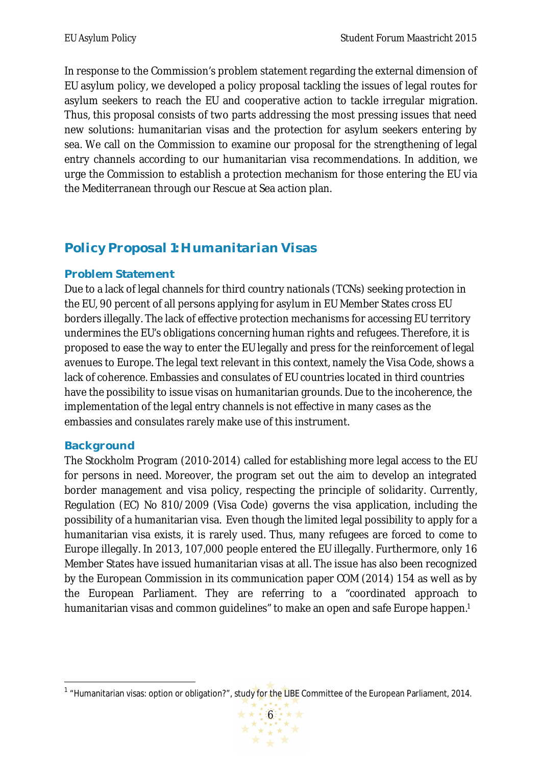In response to the Commission's problem statement regarding the external dimension of EU asylum policy, we developed a policy proposal tackling the issues of legal routes for asylum seekers to reach the EU and cooperative action to tackle irregular migration. Thus, this proposal consists of two parts addressing the most pressing issues that need new solutions: humanitarian visas and the protection for asylum seekers entering by sea. We call on the Commission to examine our proposal for the strengthening of legal entry channels according to our humanitarian visa recommendations. In addition, we urge the Commission to establish a protection mechanism for those entering the EU via the Mediterranean through our Rescue at Sea action plan.

## Policy Proposal 1: Humanitarian Visas

### Problem Statement

Due to a lack of legal channels for third country nationals (TCNs) seeking protection in the EU, 90 percent of all persons applying for asylum in EU Member States cross EU borders illegally. The lack of effective protection mechanisms for accessing EU territory undermines the EU's obligations concerning human rights and refugees. Therefore, it is proposed to ease the way to enter the EU legally and press for the reinforcement of legal avenues to Europe. The legal text relevant in this context, namely the Visa Code, shows a lack of coherence. Embassies and consulates of EU countries located in third countries have the possibility to issue visas on humanitarian grounds. Due to the incoherence, the implementation of the legal entry channels is not effective in many cases as the embassies and consulates rarely make use of this instrument.

### Background

The Stockholm Program (2010-2014) called for establishing more legal access to the EU for persons in need. Moreover, the program set out the aim to develop an integrated border management and visa policy, respecting the principle of solidarity. Currently, Regulation (EC) No 810/2009 (Visa Code) governs the visa application, including the possibility of a humanitarian visa. Even though the limited legal possibility to apply for a humanitarian visa exists, it is rarely used. Thus, many refugees are forced to come to Europe illegally. In 2013, 107,000 people entered the EU illegally. Furthermore, only 16 Member States have issued humanitarian visas at all. The issue has also been recognized by the European Commission in its communication paper COM (2014) 154 as well as by the European Parliament. They are referring to a "coordinated approach to humanitarian visas and common guidelines" to make an open and safe Europe happen.[1]

[1] "Humanitarian visas: option or obligation?", study for the LIBE Committee of the European Parliament, 2014.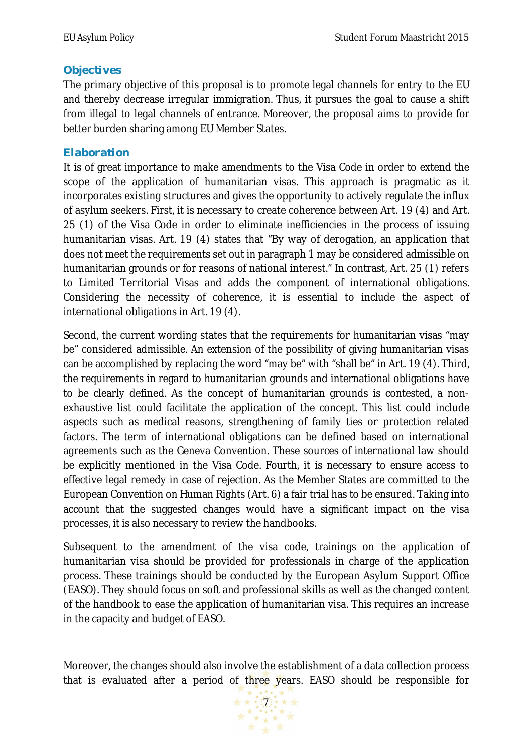### Objectives

The primary objective of this proposal is to promote legal channels for entry to the EU and thereby decrease irregular immigration. Thus, it pursues the goal to cause a shift from illegal to legal channels of entrance. Moreover, the proposal aims to provide for better burden sharing among EU Member States.

### Elaboration

It is of great importance to make amendments to the Visa Code in order to extend the scope of the application of humanitarian visas. This approach is pragmatic as it incorporates existing structures and gives the opportunity to actively regulate the influx of asylum seekers. First, it is necessary to create coherence between Art. 19 (4) and Art. 25 (1) of the Visa Code in order to eliminate inefficiencies in the process of issuing humanitarian visas. Art. 19 (4) states that "By way of derogation, an application that does not meet the requirements set out in paragraph 1 may be considered admissible on humanitarian grounds or for reasons of national interest." In contrast, Art. 25 (1) refers to Limited Territorial Visas and adds the component of international obligations. Considering the necessity of coherence, it is essential to include the aspect of international obligations in Art. 19 (4).

Second, the current wording states that the requirements for humanitarian visas "may be" considered admissible. An extension of the possibility of giving humanitarian visas can be accomplished by replacing the word "may be" with "shall be" in Art. 19 (4). Third, the requirements in regard to humanitarian grounds and international obligations have to be clearly defined. As the concept of humanitarian grounds is contested, a non-exhaustive list could facilitate the application of the concept. This list could include aspects such as medical reasons, strengthening of family ties or protection related factors. The term of international obligations can be defined based on international agreements such as the Geneva Convention. These sources of international law should be explicitly mentioned in the Visa Code. Fourth, it is necessary to ensure access to effective legal remedy in case of rejection. As the Member States are committed to the European Convention on Human Rights (Art. 6) a fair trial has to be ensured. Taking into account that the suggested changes would have a significant impact on the visa processes, it is also necessary to review the handbooks.

Subsequent to the amendment of the visa code, trainings on the application of humanitarian visa should be provided for professionals in charge of the application process. These trainings should be conducted by the European Asylum Support Office (EASO). They should focus on soft and professional skills as well as the changed content of the handbook to ease the application of humanitarian visa. This requires an increase in the capacity and budget of EASO.

Moreover, the changes should also involve the establishment of a data collection process that is evaluated after a period of three years. EASO should be responsible for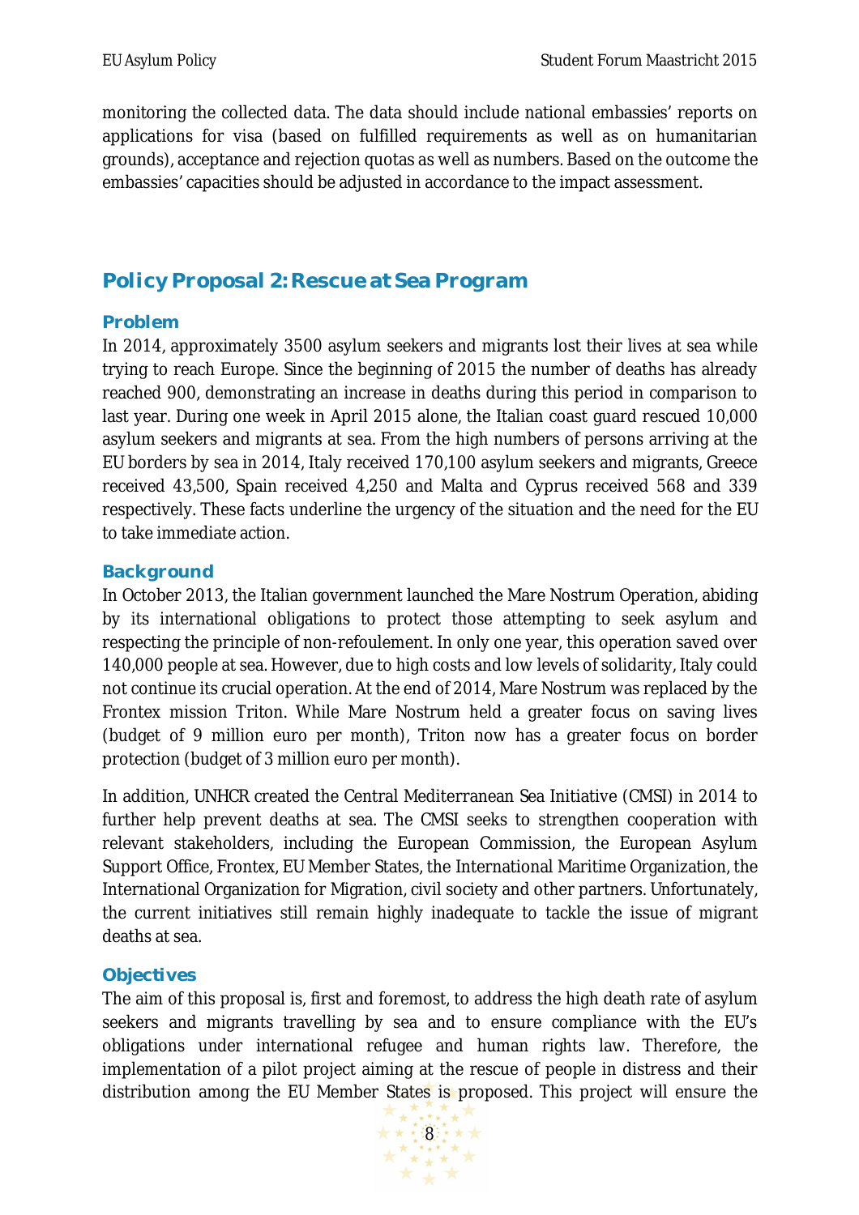monitoring the collected data. The data should include national embassies' reports on applications for visa (based on fulfilled requirements as well as on humanitarian grounds), acceptance and rejection quotas as well as numbers. Based on the outcome the embassies' capacities should be adjusted in accordance to the impact assessment.

## Policy Proposal 2: Rescue at Sea Program

### Problem

In 2014, approximately 3500 asylum seekers and migrants lost their lives at sea while trying to reach Europe. Since the beginning of 2015 the number of deaths has already reached 900, demonstrating an increase in deaths during this period in comparison to last year. During one week in April 2015 alone, the Italian coast guard rescued 10,000 asylum seekers and migrants at sea. From the high numbers of persons arriving at the EU borders by sea in 2014, Italy received 170,100 asylum seekers and migrants, Greece received 43,500, Spain received 4,250 and Malta and Cyprus received 568 and 339 respectively. These facts underline the urgency of the situation and the need for the EU to take immediate action.

### Background

In October 2013, the Italian government launched the Mare Nostrum Operation, abiding by its international obligations to protect those attempting to seek asylum and respecting the principle of non-refoulement. In only one year, this operation saved over 140,000 people at sea. However, due to high costs and low levels of solidarity, Italy could not continue its crucial operation. At the end of 2014, Mare Nostrum was replaced by the Frontex mission Triton. While Mare Nostrum held a greater focus on saving lives (budget of 9 million euro per month), Triton now has a greater focus on border protection (budget of 3 million euro per month).

In addition, UNHCR created the Central Mediterranean Sea Initiative (CMSI) in 2014 to further help prevent deaths at sea. The CMSI seeks to strengthen cooperation with relevant stakeholders, including the European Commission, the European Asylum Support Office, Frontex, EU Member States, the International Maritime Organization, the International Organization for Migration, civil society and other partners. Unfortunately, the current initiatives still remain highly inadequate to tackle the issue of migrant deaths at sea.

### Objectives

The aim of this proposal is, first and foremost, to address the high death rate of asylum seekers and migrants travelling by sea and to ensure compliance with the EU's obligations under international refugee and human rights law. Therefore, the implementation of a pilot project aiming at the rescue of people in distress and their distribution among the EU Member States is proposed. This project will ensure the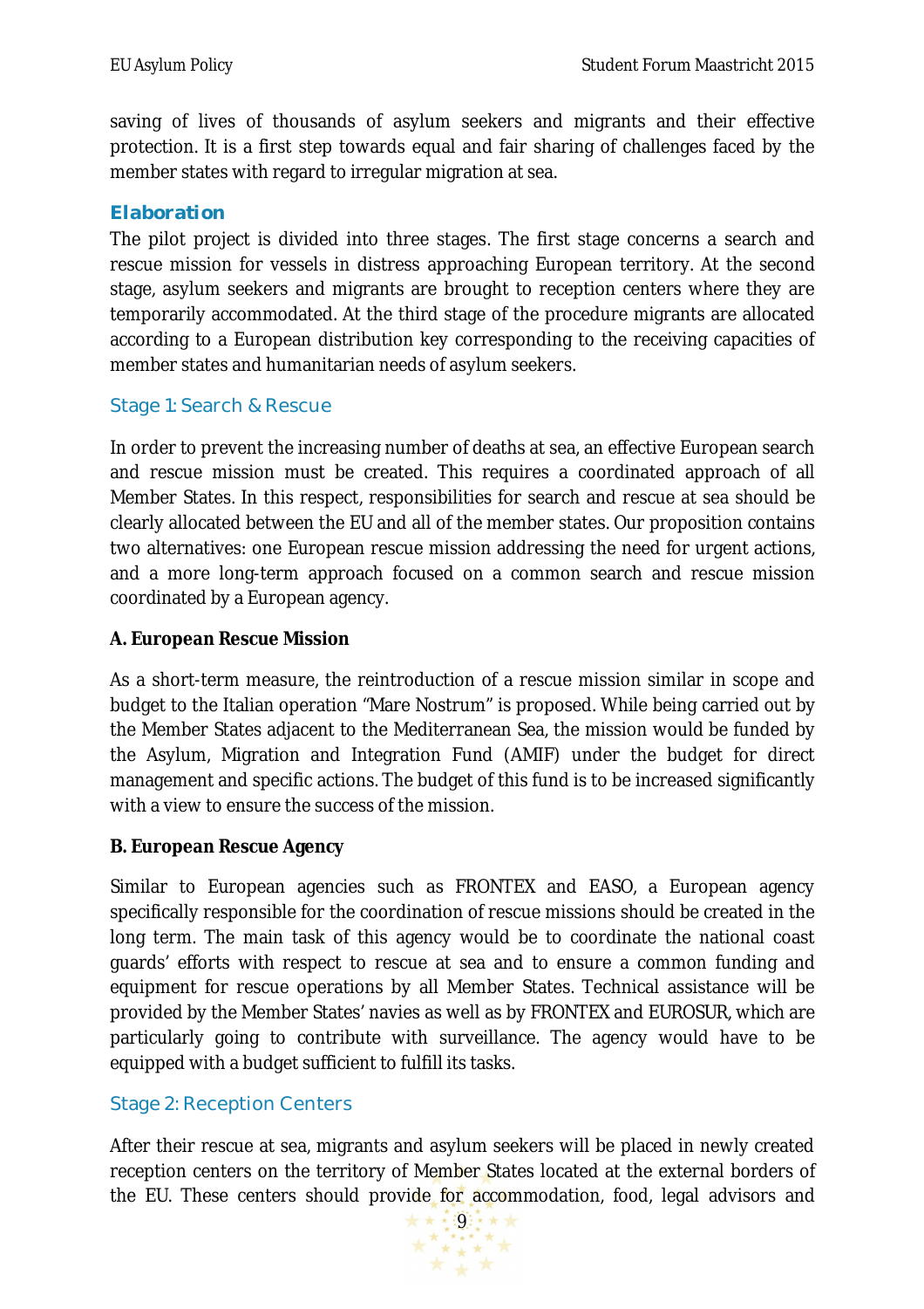saving of lives of thousands of asylum seekers and migrants and their effective protection. It is a first step towards equal and fair sharing of challenges faced by the member states with regard to irregular migration at sea.

## Elaboration

The pilot project is divided into three stages. The first stage concerns a search and rescue mission for vessels in distress approaching European territory. At the second stage, asylum seekers and migrants are brought to reception centers where they are temporarily accommodated. At the third stage of the procedure migrants are allocated according to a European distribution key corresponding to the receiving capacities of member states and humanitarian needs of asylum seekers.

### Stage 1: Search & Rescue

In order to prevent the increasing number of deaths at sea, an effective European search and rescue mission must be created. This requires a coordinated approach of all Member States. In this respect, responsibilities for search and rescue at sea should be clearly allocated between the EU and all of the member states. Our proposition contains two alternatives: one European rescue mission addressing the need for urgent actions, and a more long-term approach focused on a common search and rescue mission coordinated by a European agency.

**A. European Rescue Mission**

As a short-term measure, the reintroduction of a rescue mission similar in scope and budget to the Italian operation "Mare Nostrum" is proposed. While being carried out by the Member States adjacent to the Mediterranean Sea, the mission would be funded by the Asylum, Migration and Integration Fund (AMIF) under the budget for direct management and specific actions. The budget of this fund is to be increased significantly with a view to ensure the success of the mission.

**B. European Rescue Agency**

Similar to European agencies such as FRONTEX and EASO, a European agency specifically responsible for the coordination of rescue missions should be created in the long term. The main task of this agency would be to coordinate the national coast guards' efforts with respect to rescue at sea and to ensure a common funding and equipment for rescue operations by all Member States. Technical assistance will be provided by the Member States' navies as well as by FRONTEX and EUROSUR, which are particularly going to contribute with surveillance. The agency would have to be equipped with a budget sufficient to fulfill its tasks.

### Stage 2: Reception Centers

After their rescue at sea, migrants and asylum seekers will be placed in newly created reception centers on the territory of Member States located at the external borders of the EU. These centers should provide for accommodation, food, legal advisors and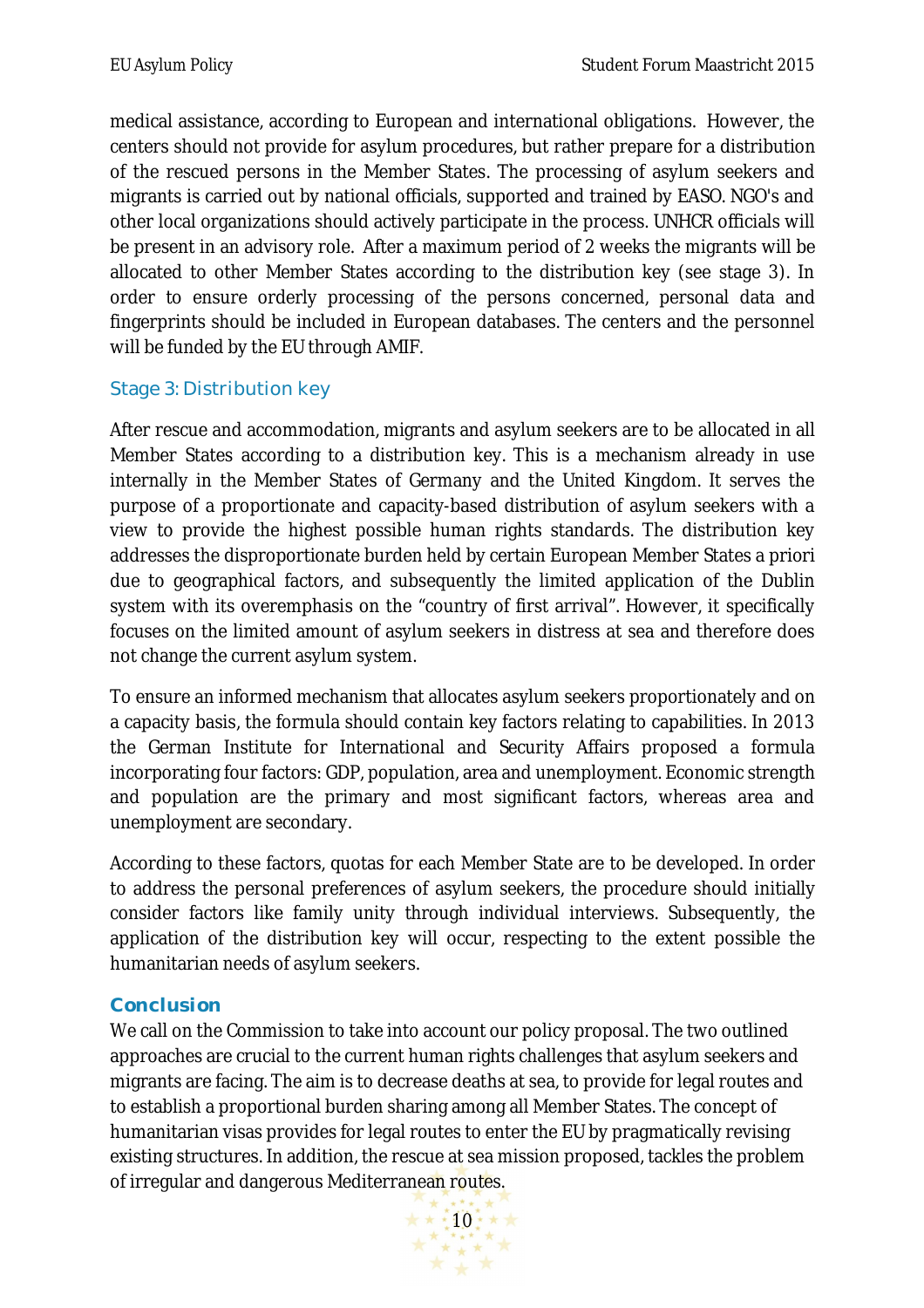medical assistance, according to European and international obligations. However, the centers should not provide for asylum procedures, but rather prepare for a distribution of the rescued persons in the Member States. The processing of asylum seekers and migrants is carried out by national officials, supported and trained by EASO. NGO's and other local organizations should actively participate in the process. UNHCR officials will be present in an advisory role. After a maximum period of 2 weeks the migrants will be allocated to other Member States according to the distribution key (see stage 3). In order to ensure orderly processing of the persons concerned, personal data and fingerprints should be included in European databases. The centers and the personnel will be funded by the EU through AMIF.

### Stage 3: Distribution key

After rescue and accommodation, migrants and asylum seekers are to be allocated in all Member States according to a distribution key. This is a mechanism already in use internally in the Member States of Germany and the United Kingdom. It serves the purpose of a proportionate and capacity-based distribution of asylum seekers with a view to provide the highest possible human rights standards. The distribution key addresses the disproportionate burden held by certain European Member States a priori due to geographical factors, and subsequently the limited application of the Dublin system with its overemphasis on the "country of first arrival". However, it specifically focuses on the limited amount of asylum seekers in distress at sea and therefore does not change the current asylum system.

To ensure an informed mechanism that allocates asylum seekers proportionately and on a capacity basis, the formula should contain key factors relating to capabilities. In 2013 the German Institute for International and Security Affairs proposed a formula incorporating four factors: GDP, population, area and unemployment. Economic strength and population are the primary and most significant factors, whereas area and unemployment are secondary.

According to these factors, quotas for each Member State are to be developed. In order to address the personal preferences of asylum seekers, the procedure should initially consider factors like family unity through individual interviews. Subsequently, the application of the distribution key will occur, respecting to the extent possible the humanitarian needs of asylum seekers.

## Conclusion

We call on the Commission to take into account our policy proposal. The two outlined approaches are crucial to the current human rights challenges that asylum seekers and migrants are facing. The aim is to decrease deaths at sea, to provide for legal routes and to establish a proportional burden sharing among all Member States. The concept of humanitarian visas provides for legal routes to enter the EU by pragmatically revising existing structures. In addition, the rescue at sea mission proposed, tackles the problem of irregular and dangerous Mediterranean routes.